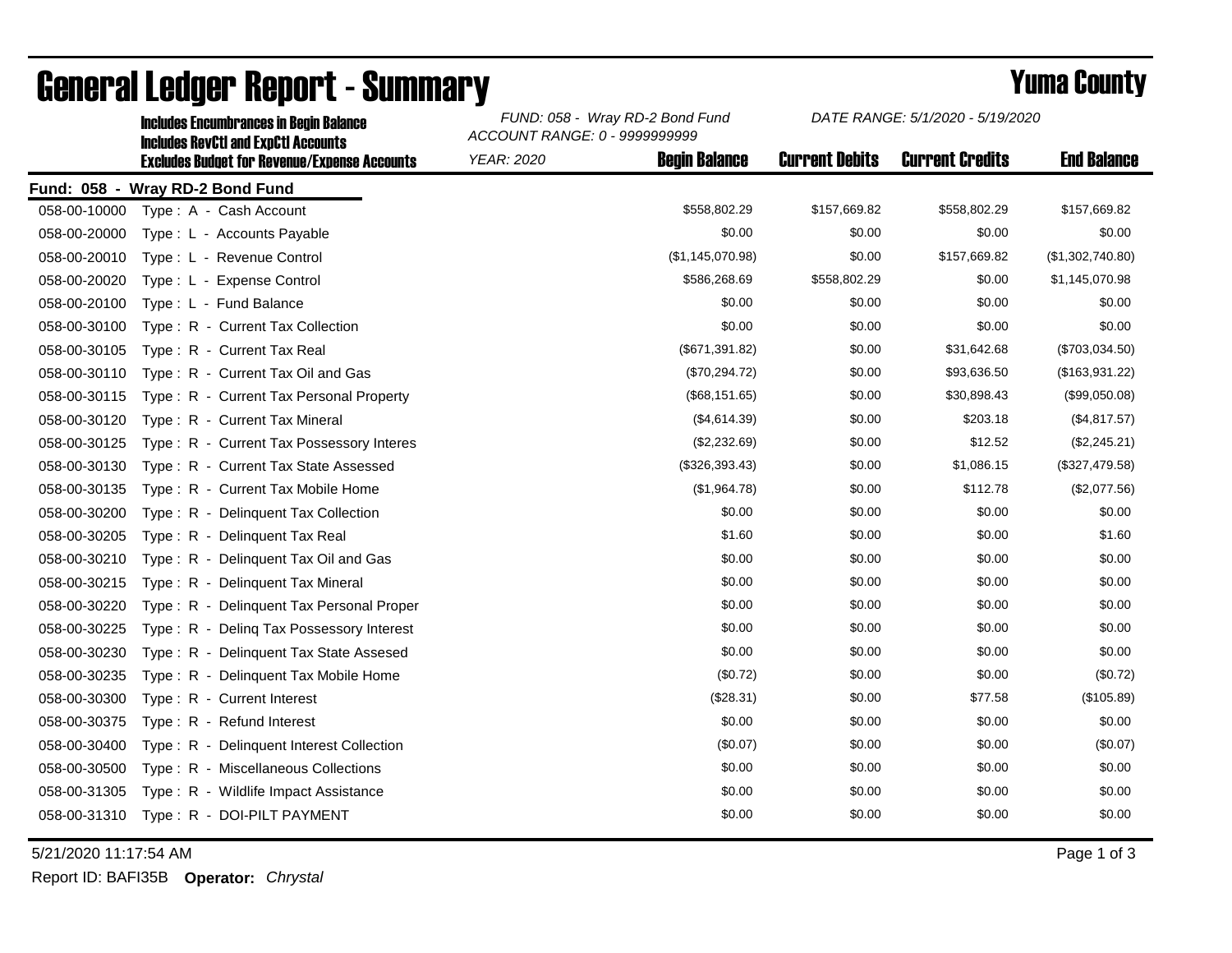# General Ledger Report - Summary

## Yuma County

**Includes Encumbrances in Begin Balance**
**Includes RevCtl and ExpCtl Accounts**
**Excludes Budget for Revenue/Expense Accounts**

*FUND: 058 - Wray RD-2 Bond Fund*
*ACCOUNT RANGE: 0 - 9999999999*
*YEAR: 2020*
*DATE RANGE: 5/1/2020 - 5/19/2020*

**Fund: 058 - Wray RD-2 Bond Fund**

| Account | Description | Begin Balance | Current Debits | Current Credits | End Balance |
|---|---|---|---|---|---|
| 058-00-10000 | Type : A - Cash Account | $558,802.29 | $157,669.82 | $558,802.29 | $157,669.82 |
| 058-00-20000 | Type : L - Accounts Payable | $0.00 | $0.00 | $0.00 | $0.00 |
| 058-00-20010 | Type : L - Revenue Control | ($1,145,070.98) | $0.00 | $157,669.82 | ($1,302,740.80) |
| 058-00-20020 | Type : L - Expense Control | $586,268.69 | $558,802.29 | $0.00 | $1,145,070.98 |
| 058-00-20100 | Type : L - Fund Balance | $0.00 | $0.00 | $0.00 | $0.00 |
| 058-00-30100 | Type : R - Current Tax Collection | $0.00 | $0.00 | $0.00 | $0.00 |
| 058-00-30105 | Type : R - Current Tax Real | ($671,391.82) | $0.00 | $31,642.68 | ($703,034.50) |
| 058-00-30110 | Type : R - Current Tax Oil and Gas | ($70,294.72) | $0.00 | $93,636.50 | ($163,931.22) |
| 058-00-30115 | Type : R - Current Tax Personal Property | ($68,151.65) | $0.00 | $30,898.43 | ($99,050.08) |
| 058-00-30120 | Type : R - Current Tax Mineral | ($4,614.39) | $0.00 | $203.18 | ($4,817.57) |
| 058-00-30125 | Type : R - Current Tax Possessory Interes | ($2,232.69) | $0.00 | $12.52 | ($2,245.21) |
| 058-00-30130 | Type : R - Current Tax State Assessed | ($326,393.43) | $0.00 | $1,086.15 | ($327,479.58) |
| 058-00-30135 | Type : R - Current Tax Mobile Home | ($1,964.78) | $0.00 | $112.78 | ($2,077.56) |
| 058-00-30200 | Type : R - Delinquent Tax Collection | $0.00 | $0.00 | $0.00 | $0.00 |
| 058-00-30205 | Type : R - Delinquent Tax Real | $1.60 | $0.00 | $0.00 | $1.60 |
| 058-00-30210 | Type : R - Delinquent Tax Oil and Gas | $0.00 | $0.00 | $0.00 | $0.00 |
| 058-00-30215 | Type : R - Delinquent Tax Mineral | $0.00 | $0.00 | $0.00 | $0.00 |
| 058-00-30220 | Type : R - Delinquent Tax Personal Proper | $0.00 | $0.00 | $0.00 | $0.00 |
| 058-00-30225 | Type : R - Delinq Tax Possessory Interest | $0.00 | $0.00 | $0.00 | $0.00 |
| 058-00-30230 | Type : R - Delinquent Tax State Assesed | $0.00 | $0.00 | $0.00 | $0.00 |
| 058-00-30235 | Type : R - Delinquent Tax Mobile Home | ($0.72) | $0.00 | $0.00 | ($0.72) |
| 058-00-30300 | Type : R - Current Interest | ($28.31) | $0.00 | $77.58 | ($105.89) |
| 058-00-30375 | Type : R - Refund Interest | $0.00 | $0.00 | $0.00 | $0.00 |
| 058-00-30400 | Type : R - Delinquent Interest Collection | ($0.07) | $0.00 | $0.00 | ($0.07) |
| 058-00-30500 | Type : R - Miscellaneous Collections | $0.00 | $0.00 | $0.00 | $0.00 |
| 058-00-31305 | Type : R - Wildlife Impact Assistance | $0.00 | $0.00 | $0.00 | $0.00 |
| 058-00-31310 | Type : R - DOI-PILT PAYMENT | $0.00 | $0.00 | $0.00 | $0.00 |

5/21/2020 11:17:54 AM

Report ID: BAFI35B **Operator:** *Chrystal*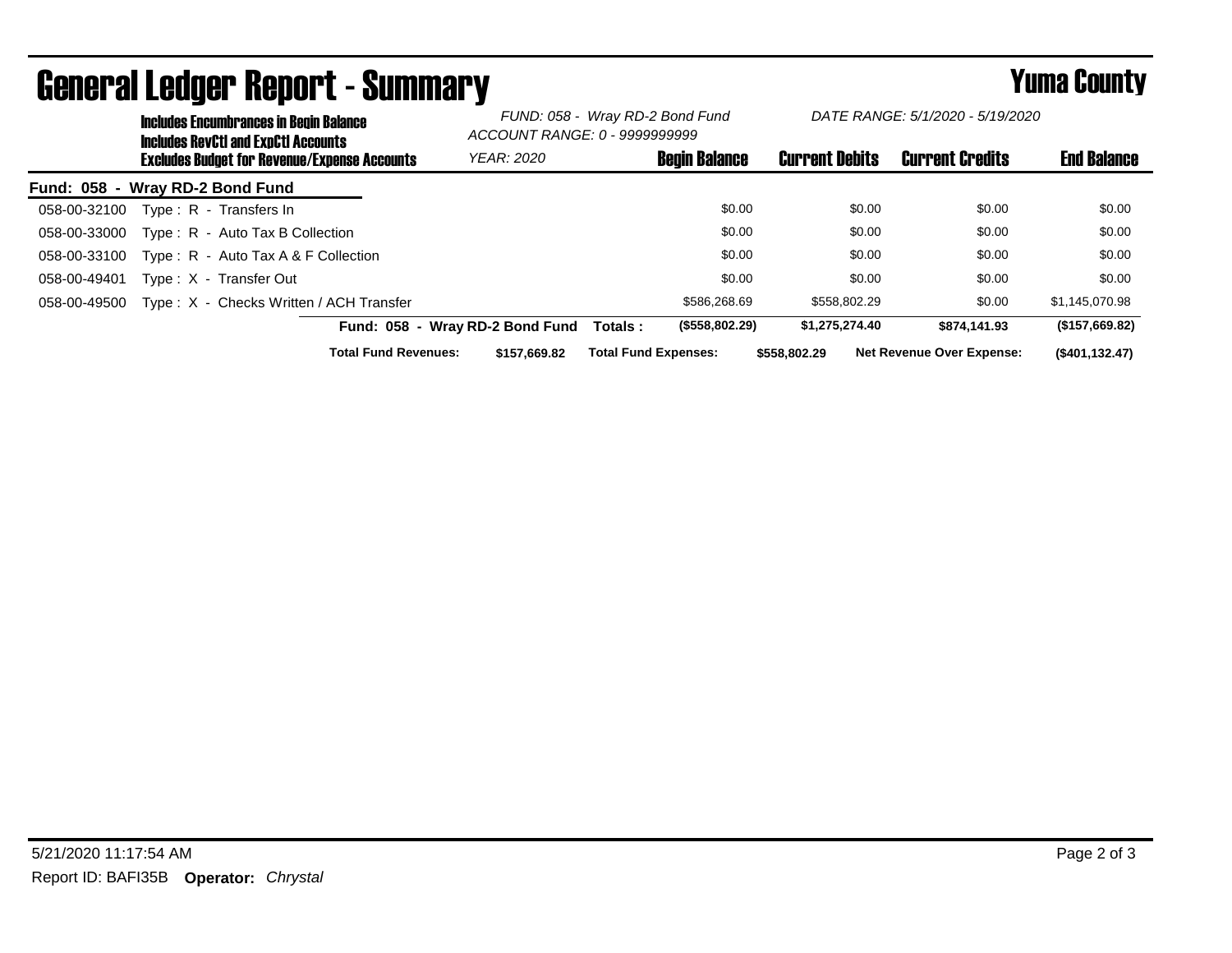# General Ledger Report - Summary

**Yuma County**

**Includes Encumbrances in Begin Balance**
**Includes RevCtl and ExpCtl Accounts**
**Excludes Budget for Revenue/Expense Accounts**

*FUND: 058 - Wray RD-2 Bond Fund*
*ACCOUNT RANGE: 0 - 9999999999*
*YEAR: 2020*

*DATE RANGE: 5/1/2020 - 5/19/2020*

**Fund: 058 - Wray RD-2 Bond Fund**

| Account | Description | Begin Balance | Current Debits | Current Credits | End Balance |
|---|---|---|---|---|---|
| 058-00-32100 | Type : R - Transfers In | $0.00 | $0.00 | $0.00 | $0.00 |
| 058-00-33000 | Type : R - Auto Tax B Collection | $0.00 | $0.00 | $0.00 | $0.00 |
| 058-00-33100 | Type : R - Auto Tax A & F Collection | $0.00 | $0.00 | $0.00 | $0.00 |
| 058-00-49401 | Type : X - Transfer Out | $0.00 | $0.00 | $0.00 | $0.00 |
| 058-00-49500 | Type : X - Checks Written / ACH Transfer | $586,268.69 | $558,802.29 | $0.00 | $1,145,070.98 |
| | **Fund: 058 - Wray RD-2 Bond Fund Totals :** | **($558,802.29)** | **$1,275,274.40** | **$874,141.93** | **($157,669.82)** |

**Total Fund Revenues:** $157,669.82 **Total Fund Expenses:** $558,802.29 **Net Revenue Over Expense:** ($401,132.47)

5/21/2020 11:17:54 AM

Report ID: BAFI35B **Operator:** *Chrystal*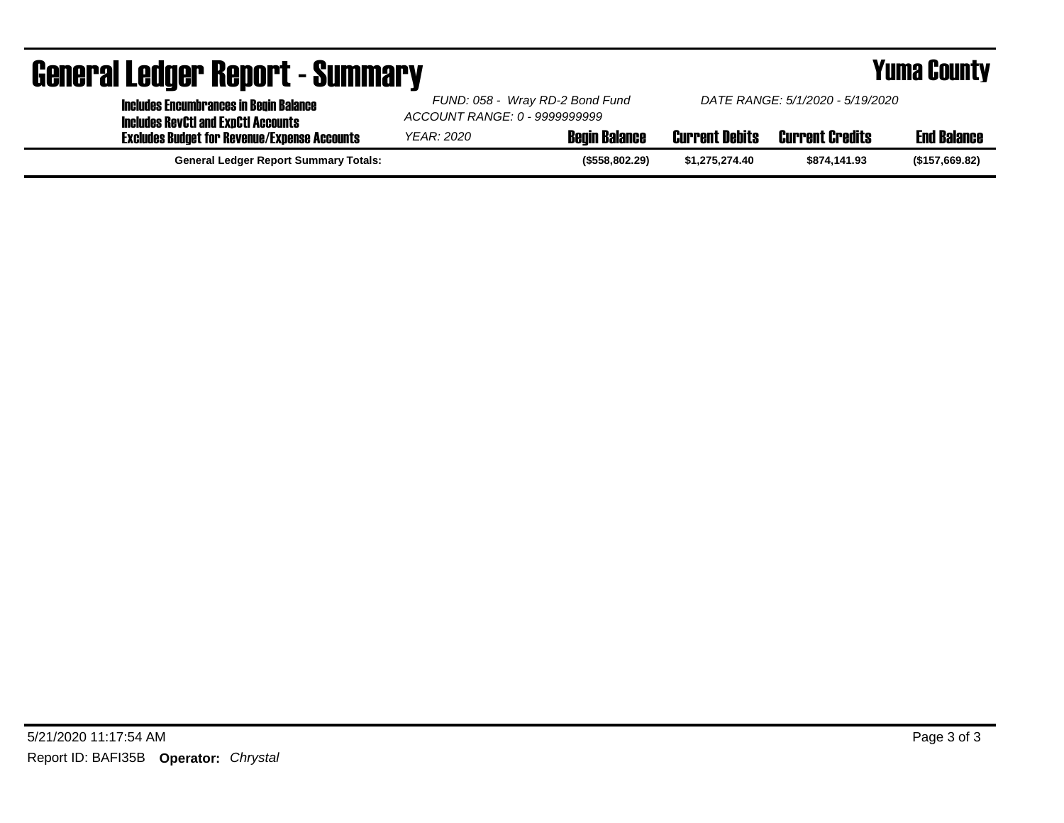# General Ledger Report - Summary

## Yuma County

Includes Encumbrances in Begin Balance
Includes RevCtl and ExpCtl Accounts
Excludes Budget for Revenue/Expense Accounts

*FUND: 058 - Wray RD-2 Bond Fund*
*ACCOUNT RANGE: 0 - 9999999999*
*YEAR: 2020*

*DATE RANGE: 5/1/2020 - 5/19/2020*

| | Begin Balance | Current Debits | Current Credits | End Balance |
|---|---|---|---|---|
| **General Ledger Report Summary Totals:** | **($558,802.29)** | **$1,275,274.40** | **$874,141.93** | **($157,669.82)** |

5/21/2020 11:17:54 AM

Report ID: BAFI35B **Operator:** *Chrystal*